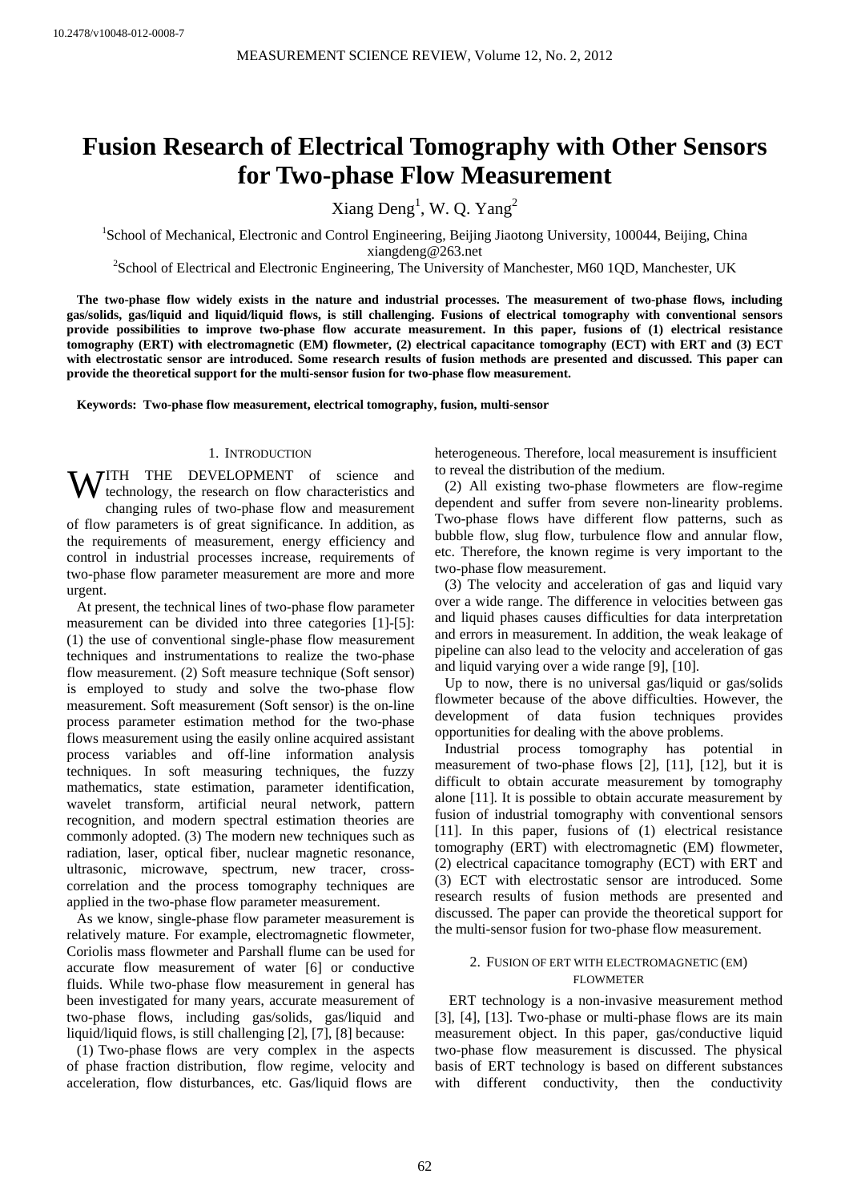10.2478/v10048-012-0008-7

# Fusion Research of Electrical Tomography with Other Sensors for Two-phase Flow Measurement

Xiang Deng[1], W. Q. Yang[2]

[1]School of Mechanical, Electronic and Control Engineering, Beijing Jiaotong University, 100044, Beijing, China
xiangdeng@263.net
[2]School of Electrical and Electronic Engineering, The University of Manchester, M60 1QD, Manchester, UK

**The two-phase flow widely exists in the nature and industrial processes. The measurement of two-phase flows, including gas/solids, gas/liquid and liquid/liquid flows, is still challenging. Fusions of electrical tomography with conventional sensors provide possibilities to improve two-phase flow accurate measurement. In this paper, fusions of (1) electrical resistance tomography (ERT) with electromagnetic (EM) flowmeter, (2) electrical capacitance tomography (ECT) with ERT and (3) ECT with electrostatic sensor are introduced. Some research results of fusion methods are presented and discussed. This paper can provide the theoretical support for the multi-sensor fusion for two-phase flow measurement.**

**Keywords: Two-phase flow measurement, electrical tomography, fusion, multi-sensor**

## 1. Introduction

With the development of science and technology, the research on flow characteristics and changing rules of two-phase flow and measurement of flow parameters is of great significance. In addition, as the requirements of measurement, energy efficiency and control in industrial processes increase, requirements of two-phase flow parameter measurement are more and more urgent.

At present, the technical lines of two-phase flow parameter measurement can be divided into three categories [1]-[5]: (1) the use of conventional single-phase flow measurement techniques and instrumentations to realize the two-phase flow measurement. (2) Soft measure technique (Soft sensor) is employed to study and solve the two-phase flow measurement. Soft measurement (Soft sensor) is the on-line process parameter estimation method for the two-phase flows measurement using the easily online acquired assistant process variables and off-line information analysis techniques. In soft measuring techniques, the fuzzy mathematics, state estimation, parameter identification, wavelet transform, artificial neural network, pattern recognition, and modern spectral estimation theories are commonly adopted. (3) The modern new techniques such as radiation, laser, optical fiber, nuclear magnetic resonance, ultrasonic, microwave, spectrum, new tracer, cross-correlation and the process tomography techniques are applied in the two-phase flow parameter measurement.

As we know, single-phase flow parameter measurement is relatively mature. For example, electromagnetic flowmeter, Coriolis mass flowmeter and Parshall flume can be used for accurate flow measurement of water [6] or conductive fluids. While two-phase flow measurement in general has been investigated for many years, accurate measurement of two-phase flows, including gas/solids, gas/liquid and liquid/liquid flows, is still challenging [2], [7], [8] because:

(1) Two-phase flows are very complex in the aspects of phase fraction distribution, flow regime, velocity and acceleration, flow disturbances, etc. Gas/liquid flows are heterogeneous. Therefore, local measurement is insufficient to reveal the distribution of the medium.

(2) All existing two-phase flowmeters are flow-regime dependent and suffer from severe non-linearity problems. Two-phase flows have different flow patterns, such as bubble flow, slug flow, turbulence flow and annular flow, etc. Therefore, the known regime is very important to the two-phase flow measurement.

(3) The velocity and acceleration of gas and liquid vary over a wide range. The difference in velocities between gas and liquid phases causes difficulties for data interpretation and errors in measurement. In addition, the weak leakage of pipeline can also lead to the velocity and acceleration of gas and liquid varying over a wide range [9], [10].

Up to now, there is no universal gas/liquid or gas/solids flowmeter because of the above difficulties. However, the development of data fusion techniques provides opportunities for dealing with the above problems.

Industrial process tomography has potential in measurement of two-phase flows [2], [11], [12], but it is difficult to obtain accurate measurement by tomography alone [11]. It is possible to obtain accurate measurement by fusion of industrial tomography with conventional sensors [11]. In this paper, fusions of (1) electrical resistance tomography (ERT) with electromagnetic (EM) flowmeter, (2) electrical capacitance tomography (ECT) with ERT and (3) ECT with electrostatic sensor are introduced. Some research results of fusion methods are presented and discussed. The paper can provide the theoretical support for the multi-sensor fusion for two-phase flow measurement.

## 2. Fusion of ERT with Electromagnetic (EM) Flowmeter

ERT technology is a non-invasive measurement method [3], [4], [13]. Two-phase or multi-phase flows are its main measurement object. In this paper, gas/conductive liquid two-phase flow measurement is discussed. The physical basis of ERT technology is based on different substances with different conductivity, then the conductivity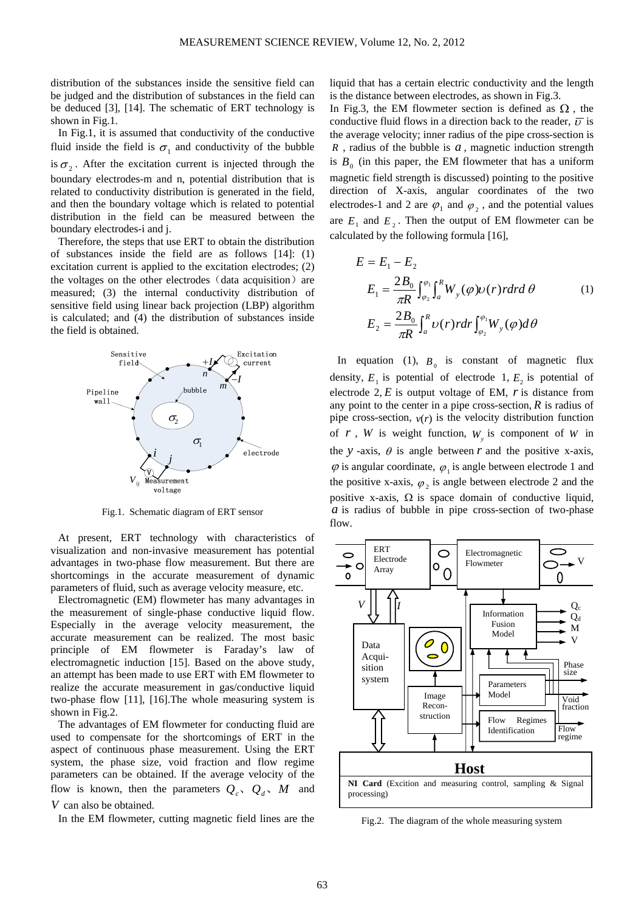distribution of the substances inside the sensitive field can be judged and the distribution of substances in the field can be deduced [3], [14]. The schematic of ERT technology is shown in Fig.1.

In Fig.1, it is assumed that conductivity of the conductive fluid inside the field is $\sigma_1$ and conductivity of the bubble is $\sigma_2$. After the excitation current is injected through the boundary electrodes-m and n, potential distribution that is related to conductivity distribution is generated in the field, and then the boundary voltage which is related to potential distribution in the field can be measured between the boundary electrodes-i and j.

Therefore, the steps that use ERT to obtain the distribution of substances inside the field are as follows [14]: (1) excitation current is applied to the excitation electrodes; (2) the voltages on the other electrodes（data acquisition）are measured; (3) the internal conductivity distribution of sensitive field using linear back projection (LBP) algorithm is calculated; and (4) the distribution of substances inside the field is obtained.

Fig.1. Schematic diagram of ERT sensor

At present, ERT technology with characteristics of visualization and non-invasive measurement has potential advantages in two-phase flow measurement. But there are shortcomings in the accurate measurement of dynamic parameters of fluid, such as average velocity measure, etc.

Electromagnetic (EM) flowmeter has many advantages in the measurement of single-phase conductive liquid flow. Especially in the average velocity measurement, the accurate measurement can be realized. The most basic principle of EM flowmeter is Faraday's law of electromagnetic induction [15]. Based on the above study, an attempt has been made to use ERT with EM flowmeter to realize the accurate measurement in gas/conductive liquid two-phase flow [11], [16].The whole measuring system is shown in Fig.2.

The advantages of EM flowmeter for conducting fluid are used to compensate for the shortcomings of ERT in the aspect of continuous phase measurement. Using the ERT system, the phase size, void fraction and flow regime parameters can be obtained. If the average velocity of the flow is known, then the parameters $Q_c$、$Q_d$、$M$ and $V$ can also be obtained.

In the EM flowmeter, cutting magnetic field lines are the liquid that has a certain electric conductivity and the length is the distance between electrodes, as shown in Fig.3.

In Fig.3, the EM flowmeter section is defined as $\Omega$, the conductive fluid flows in a direction back to the reader, $\overline{\upsilon}$ is the average velocity; inner radius of the pipe cross-section is $R$, radius of the bubble is $a$, magnetic induction strength is $B_0$ (in this paper, the EM flowmeter that has a uniform magnetic field strength is discussed) pointing to the positive direction of X-axis, angular coordinates of the two electrodes-1 and 2 are $\varphi_1$ and $\varphi_2$, and the potential values are $E_1$ and $E_2$. Then the output of EM flowmeter can be calculated by the following formula [16],

$$
\begin{aligned}
E &= E_1 - E_2 \\
E_1 &= \frac{2B_0}{\pi R}\int_{\varphi_2}^{\varphi_1}\int_a^R W_y(\varphi)\upsilon(r)rdrd\theta \\
E_2 &= \frac{2B_0}{\pi R}\int_a^R \upsilon(r)rdr\int_{\varphi_2}^{\varphi_1} W_y(\varphi)d\theta
\end{aligned}
\tag{1}
$$

In equation (1), $B_0$ is constant of magnetic flux density, $E_1$ is potential of electrode 1, $E_2$ is potential of electrode 2, $E$ is output voltage of EM, $r$ is distance from any point to the center in a pipe cross-section, $R$ is radius of pipe cross-section, $\upsilon(r)$ is the velocity distribution function of $r$, $W$ is weight function, $W_y$ is component of $W$ in the $y$-axis, $\theta$ is angle between $r$ and the positive x-axis, $\varphi$ is angular coordinate, $\varphi_1$ is angle between electrode 1 and the positive x-axis, $\varphi_2$ is angle between electrode 2 and the positive x-axis, $\Omega$ is space domain of conductive liquid, $a$ is radius of bubble in pipe cross-section of two-phase flow.

Fig.2. The diagram of the whole measuring system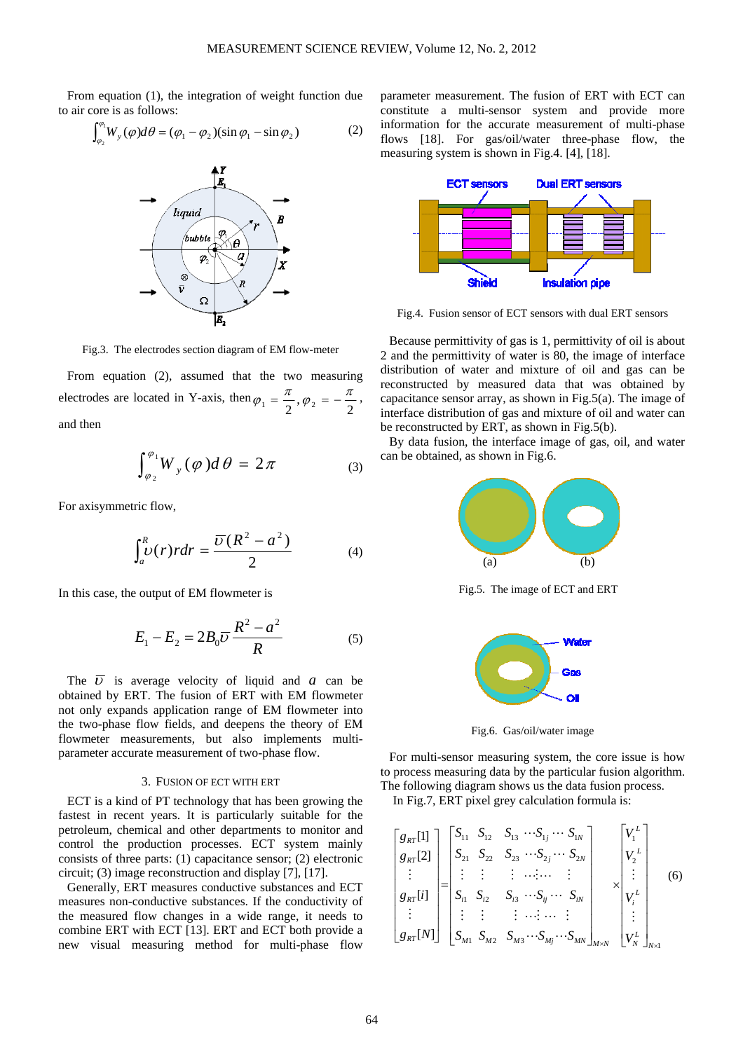From equation (1), the integration of weight function due to air core is as follows:

$$\int_{\varphi_2}^{\varphi_1} W_y(\varphi)d\theta = (\varphi_1 - \varphi_2)(\sin\varphi_1 - \sin\varphi_2) \qquad (2)$$

Fig.3. The electrodes section diagram of EM flow-meter

From equation (2), assumed that the two measuring electrodes are located in Y-axis, then $\varphi_1 = \frac{\pi}{2}, \varphi_2 = -\frac{\pi}{2}$, and then

$$\int_{\varphi_2}^{\varphi_1} W_y(\varphi)d\theta = 2\pi \qquad (3)$$

For axisymmetric flow,

$$\int_a^R \upsilon(r)rdr = \frac{\overline{\upsilon}(R^2 - a^2)}{2} \qquad (4)$$

In this case, the output of EM flowmeter is

$$E_1 - E_2 = 2B_0\overline{\upsilon}\frac{R^2 - a^2}{R} \qquad (5)$$

The $\overline{\upsilon}$ is average velocity of liquid and $a$ can be obtained by ERT. The fusion of ERT with EM flowmeter not only expands application range of EM flowmeter into the two-phase flow fields, and deepens the theory of EM flowmeter measurements, but also implements multi-parameter accurate measurement of two-phase flow.

## 3. FUSION OF ECT WITH ERT

ECT is a kind of PT technology that has been growing the fastest in recent years. It is particularly suitable for the petroleum, chemical and other departments to monitor and control the production processes. ECT system mainly consists of three parts: (1) capacitance sensor; (2) electronic circuit; (3) image reconstruction and display [7], [17].

Generally, ERT measures conductive substances and ECT measures non-conductive substances. If the conductivity of the measured flow changes in a wide range, it needs to combine ERT with ECT [13]. ERT and ECT both provide a new visual measuring method for multi-phase flow parameter measurement. The fusion of ERT with ECT can constitute a multi-sensor system and provide more information for the accurate measurement of multi-phase flows [18]. For gas/oil/water three-phase flow, the measuring system is shown in Fig.4. [4], [18].

Fig.4. Fusion sensor of ECT sensors with dual ERT sensors

Because permittivity of gas is 1, permittivity of oil is about 2 and the permittivity of water is 80, the image of interface distribution of water and mixture of oil and gas can be reconstructed by measured data that was obtained by capacitance sensor array, as shown in Fig.5(a). The image of interface distribution of gas and mixture of oil and water can be reconstructed by ERT, as shown in Fig.5(b).

By data fusion, the interface image of gas, oil, and water can be obtained, as shown in Fig.6.

Fig.5. The image of ECT and ERT

Fig.6. Gas/oil/water image

For multi-sensor measuring system, the core issue is how to process measuring data by the particular fusion algorithm. The following diagram shows us the data fusion process.

In Fig.7, ERT pixel grey calculation formula is:

$$\begin{bmatrix} g_{RT}[1] \\ g_{RT}[2] \\ \vdots \\ g_{RT}[i] \\ \vdots \\ g_{RT}[N] \end{bmatrix} = \begin{bmatrix} S_{11} & S_{12} & S_{13} \cdots S_{1j} \cdots S_{1N} \\ S_{21} & S_{22} & S_{23} \cdots S_{2j} \cdots S_{2N} \\ \vdots & \vdots & \vdots \cdots \vdots \cdots \vdots \\ S_{i1} & S_{i2} & S_{i3} \cdots S_{ij} \cdots S_{iN} \\ \vdots & \vdots & \vdots \cdots \vdots \cdots \vdots \\ S_{M1} & S_{M2} & S_{M3} \cdots S_{Mj} \cdots S_{MN} \end{bmatrix}_{M\times N} \times \begin{bmatrix} V_1^L \\ V_2^L \\ \vdots \\ V_i^L \\ \vdots \\ V_N^L \end{bmatrix}_{N\times 1} \qquad (6)$$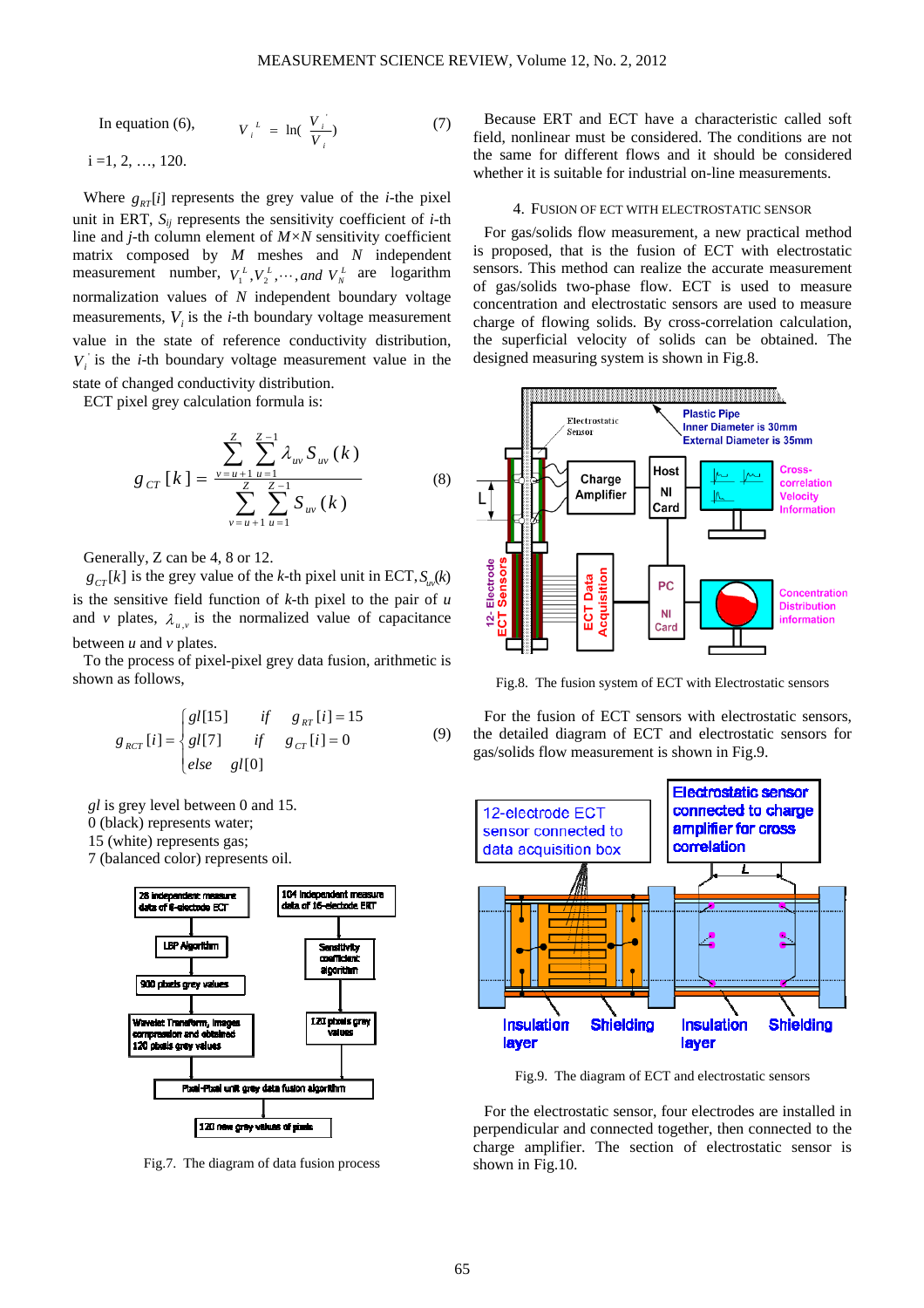In equation (6), $V_i^L = \ln(\frac{V_i^{'}}{V_i})$ (7)

i =1, 2, …, 120.

Where $g_{RT}[i]$ represents the grey value of the $i$-the pixel unit in ERT, $S_{ij}$ represents the sensitivity coefficient of $i$-th line and $j$-th column element of $M \times N$ sensitivity coefficient matrix composed by $M$ meshes and $N$ independent measurement number, $V_1^L, V_2^L, \cdots, and\ V_N^L$ are logarithm normalization values of $N$ independent boundary voltage measurements, $V_i$ is the $i$-th boundary voltage measurement value in the state of reference conductivity distribution, $V_i^{'}$ is the $i$-th boundary voltage measurement value in the state of changed conductivity distribution.

ECT pixel grey calculation formula is:

$$g_{CT}[k] = \frac{\sum_{v=u+1}^{Z} \sum_{u=1}^{Z-1} \lambda_{uv} S_{uv}(k)}{\sum_{v=u+1}^{Z} \sum_{u=1}^{Z-1} S_{uv}(k)} \quad (8)$$

Generally, Z can be 4, 8 or 12.

$g_{CT}[k]$ is the grey value of the $k$-th pixel unit in ECT, $S_{uv}(k)$ is the sensitive field function of $k$-th pixel to the pair of $u$ and $v$ plates, $\lambda_{u,v}$ is the normalized value of capacitance between $u$ and $v$ plates.

To the process of pixel-pixel grey data fusion, arithmetic is shown as follows,

$$g_{RCT}[i] = \begin{cases} gl[15] & if \quad g_{RT}[i] = 15 \\ gl[7] & if \quad g_{CT}[i] = 0 \\ else & gl[0] \end{cases} \quad (9)$$

$gl$ is grey level between 0 and 15.
0 (black) represents water;
15 (white) represents gas;
7 (balanced color) represents oil.

Fig.7. The diagram of data fusion process

Because ERT and ECT have a characteristic called soft field, nonlinear must be considered. The conditions are not the same for different flows and it should be considered whether it is suitable for industrial on-line measurements.

## 4. Fusion of ECT with electrostatic sensor

For gas/solids flow measurement, a new practical method is proposed, that is the fusion of ECT with electrostatic sensors. This method can realize the accurate measurement of gas/solids two-phase flow. ECT is used to measure concentration and electrostatic sensors are used to measure charge of flowing solids. By cross-correlation calculation, the superficial velocity of solids can be obtained. The designed measuring system is shown in Fig.8.

Fig.8. The fusion system of ECT with Electrostatic sensors

For the fusion of ECT sensors with electrostatic sensors, the detailed diagram of ECT and electrostatic sensors for gas/solids flow measurement is shown in Fig.9.

Fig.9. The diagram of ECT and electrostatic sensors

For the electrostatic sensor, four electrodes are installed in perpendicular and connected together, then connected to the charge amplifier. The section of electrostatic sensor is shown in Fig.10.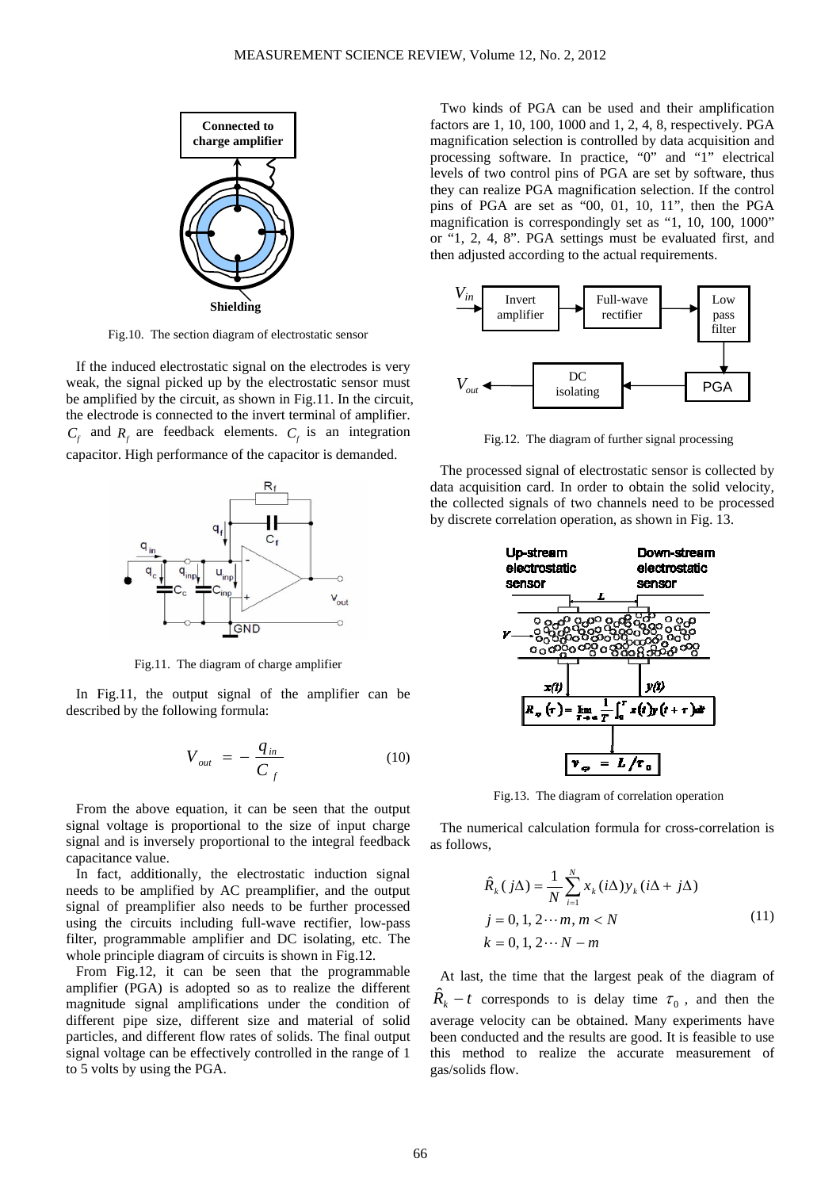Fig.10. The section diagram of electrostatic sensor

If the induced electrostatic signal on the electrodes is very weak, the signal picked up by the electrostatic sensor must be amplified by the circuit, as shown in Fig.11. In the circuit, the electrode is connected to the invert terminal of amplifier. $C_f$ and $R_f$ are feedback elements. $C_f$ is an integration capacitor. High performance of the capacitor is demanded.

Fig.11. The diagram of charge amplifier

In Fig.11, the output signal of the amplifier can be described by the following formula:

$$V_{out} = -\frac{q_{in}}{C_f} \tag{10}$$

From the above equation, it can be seen that the output signal voltage is proportional to the size of input charge signal and is inversely proportional to the integral feedback capacitance value.

In fact, additionally, the electrostatic induction signal needs to be amplified by AC preamplifier, and the output signal of preamplifier also needs to be further processed using the circuits including full-wave rectifier, low-pass filter, programmable amplifier and DC isolating, etc. The whole principle diagram of circuits is shown in Fig.12.

From Fig.12, it can be seen that the programmable amplifier (PGA) is adopted so as to realize the different magnitude signal amplifications under the condition of different pipe size, different size and material of solid particles, and different flow rates of solids. The final output signal voltage can be effectively controlled in the range of 1 to 5 volts by using the PGA.

Two kinds of PGA can be used and their amplification factors are 1, 10, 100, 1000 and 1, 2, 4, 8, respectively. PGA magnification selection is controlled by data acquisition and processing software. In practice, "0" and "1" electrical levels of two control pins of PGA are set by software, thus they can realize PGA magnification selection. If the control pins of PGA are set as "00, 01, 10, 11", then the PGA magnification is correspondingly set as "1, 10, 100, 1000" or "1, 2, 4, 8". PGA settings must be evaluated first, and then adjusted according to the actual requirements.

Fig.12. The diagram of further signal processing

The processed signal of electrostatic sensor is collected by data acquisition card. In order to obtain the solid velocity, the collected signals of two channels need to be processed by discrete correlation operation, as shown in Fig. 13.

Fig.13. The diagram of correlation operation

The numerical calculation formula for cross-correlation is as follows,

$$\begin{aligned}
&\hat{R}_k(j\Delta) = \frac{1}{N}\sum_{i=1}^{N} x_k(i\Delta) y_k(i\Delta + j\Delta) \\
&j = 0, 1, 2 \cdots m, m < N \\
&k = 0, 1, 2 \cdots N - m
\end{aligned} \tag{11}$$

At last, the time that the largest peak of the diagram of $\hat{R}_k - t$ corresponds to is delay time $\tau_0$, and then the average velocity can be obtained. Many experiments have been conducted and the results are good. It is feasible to use this method to realize the accurate measurement of gas/solids flow.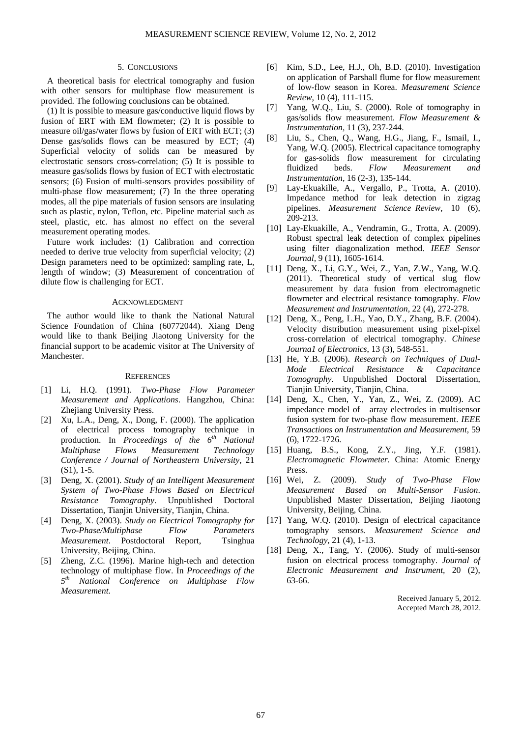## 5. CONCLUSIONS

A theoretical basis for electrical tomography and fusion with other sensors for multiphase flow measurement is provided. The following conclusions can be obtained.

(1) It is possible to measure gas/conductive liquid flows by fusion of ERT with EM flowmeter; (2) It is possible to measure oil/gas/water flows by fusion of ERT with ECT; (3) Dense gas/solids flows can be measured by ECT; (4) Superficial velocity of solids can be measured by electrostatic sensors cross-correlation; (5) It is possible to measure gas/solids flows by fusion of ECT with electrostatic sensors; (6) Fusion of multi-sensors provides possibility of multi-phase flow measurement; (7) In the three operating modes, all the pipe materials of fusion sensors are insulating such as plastic, nylon, Teflon, etc. Pipeline material such as steel, plastic, etc. has almost no effect on the several measurement operating modes.

Future work includes: (1) Calibration and correction needed to derive true velocity from superficial velocity; (2) Design parameters need to be optimized: sampling rate, L, length of window; (3) Measurement of concentration of dilute flow is challenging for ECT.

## ACKNOWLEDGMENT

The author would like to thank the National Natural Science Foundation of China (60772044). Xiang Deng would like to thank Beijing Jiaotong University for the financial support to be academic visitor at The University of Manchester.

## REFERENCES

[1] Li, H.Q. (1991). *Two-Phase Flow Parameter Measurement and Applications*. Hangzhou, China: Zhejiang University Press.

[2] Xu, L.A., Deng, X., Dong, F. (2000). The application of electrical process tomography technique in production. In *Proceedings of the 6th National Multiphase Flows Measurement Technology Conference / Journal of Northeastern University*, 21 (S1), 1-5.

[3] Deng, X. (2001). *Study of an Intelligent Measurement System of Two-Phase Flows Based on Electrical Resistance Tomography*. Unpublished Doctoral Dissertation, Tianjin University, Tianjin, China.

[4] Deng, X. (2003). *Study on Electrical Tomography for Two-Phase/Multiphase Flow Parameters Measurement*. Postdoctoral Report, Tsinghua University, Beijing, China.

[5] Zheng, Z.C. (1996). Marine high-tech and detection technology of multiphase flow. In *Proceedings of the 5th National Conference on Multiphase Flow Measurement.*

[6] Kim, S.D., Lee, H.J., Oh, B.D. (2010). Investigation on application of Parshall flume for flow measurement of low-flow season in Korea. *Measurement Science Review,* 10 (4), 111-115.

[7] Yang, W.Q., Liu, S. (2000). Role of tomography in gas/solids flow measurement. *Flow Measurement & Instrumentation,* 11 (3), 237-244.

[8] Liu, S., Chen, Q., Wang, H.G., Jiang, F., Ismail, I., Yang, W.Q. (2005). Electrical capacitance tomography for gas-solids flow measurement for circulating fluidized beds. *Flow Measurement and Instrumentation,* 16 (2-3), 135-144.

[9] Lay-Ekuakille, A., Vergallo, P., Trotta, A. (2010). Impedance method for leak detection in zigzag pipelines. *Measurement Science Review,* 10 (6), 209-213.

[10] Lay-Ekuakille, A., Vendramin, G., Trotta, A. (2009). Robust spectral leak detection of complex pipelines using filter diagonalization method. *IEEE Sensor Journal,* 9 (11), 1605-1614.

[11] Deng, X., Li, G.Y., Wei, Z., Yan, Z.W., Yang, W.Q. (2011). Theoretical study of vertical slug flow measurement by data fusion from electromagnetic flowmeter and electrical resistance tomography. *Flow Measurement and Instrumentation,* 22 (4), 272-278.

[12] Deng, X., Peng, L.H., Yao, D.Y., Zhang, B.F. (2004). Velocity distribution measurement using pixel-pixel cross-correlation of electrical tomography. *Chinese Journa1 of Electronics*, 13 (3), 548-551.

[13] He, Y.B. (2006). *Research on Techniques of Dual-Mode Electrical Resistance & Capacitance Tomography*. Unpublished Doctoral Dissertation, Tianjin University, Tianjin, China.

[14] Deng, X., Chen, Y., Yan, Z., Wei, Z. (2009). AC impedance model of array electrodes in multisensor fusion system for two-phase flow measurement. *IEEE Transactions on Instrumentation and Measurement,* 59 (6), 1722-1726.

[15] Huang, B.S., Kong, Z.Y., Jing, Y.F. (1981). *Electromagnetic Flowmeter*. China: Atomic Energy Press.

[16] Wei, Z. (2009). *Study of Two-Phase Flow Measurement Based on Multi-Sensor Fusion*. Unpublished Master Dissertation, Beijing Jiaotong University, Beijing, China.

[17] Yang, W.Q. (2010). Design of electrical capacitance tomography sensors. *Measurement Science and Technology,* 21 (4), 1-13.

[18] Deng, X., Tang, Y. (2006). Study of multi-sensor fusion on electrical process tomography. *Journal of Electronic Measurement and Instrument,* 20 (2), 63-66.

Received January 5, 2012.
Accepted March 28, 2012.